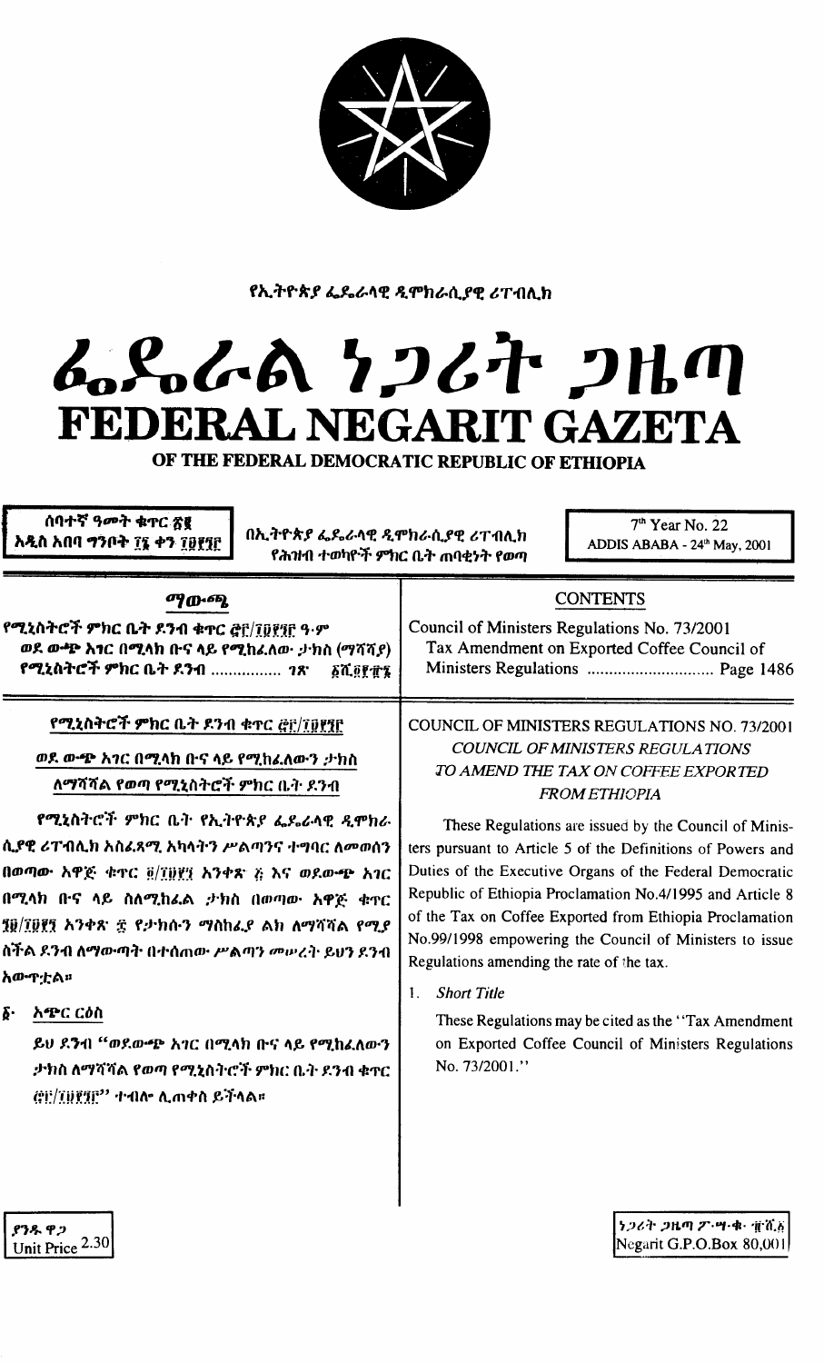የኢትዮጵያ ፌዴራላዊ ዲሞክራሲያዊ ሪፐብሊክ

# ፌዴራል ነጋሪት ጋዜጣ
# FEDERAL NEGARIT GAZETA
## OF THE FEDERAL DEMOCRATIC REPUBLIC OF ETHIOPIA

ሰባተኛ ዓመት ቁጥር ፳፪
አዲስ አበባ ግንቦት ፲፮ ቀን ፲፱፻፺፫

በኢትዮጵያ ፌዴራላዊ ዲሞክራሲያዊ ሪፐብሊክ የሕዝብ ተወካዮች ምክር ቤት ጠባቂነት የወጣ

7th Year No. 22
ADDIS ABABA - 24th May, 2001

| ማውጫ | CONTENTS |
|---|---|
| የሚኒስትሮች ምክር ቤት ደንብ ቁጥር ፸፫/፲፱፻፺፫ ዓ.ም ወደ ውጭ አገር በሚላክ ቡና ላይ የሚከፈለው ታክስ (ማሻሻያ) የሚኒስትሮች ምክር ቤት ደንብ ................ ገጽ ፩ሺ፬፻፹፮ | Council of Ministers Regulations No. 73/2001 Tax Amendment on Exported Coffee Council of Ministers Regulations ............................. Page 1486 |

## የሚኒስትሮች ምክር ቤት ደንብ ቁጥር ፸፫/፲፱፻፺፫

### ወደ ውጭ አገር በሚላክ ቡና ላይ የሚከፈለውን ታክስ ለማሻሻል የወጣ የሚኒስትሮች ምክር ቤት ደንብ

የሚኒስትሮች ምክር ቤት የኢትዮጵያ ፌዴራላዊ ዲሞክራሲያዊ ሪፐብሊክ አስፈጻሚ አካላትን ሥልጣንና ተግባር ለመወሰን በወጣው አዋጅ ቁጥር ፬/፲፱፻፹፯ አንቀጽ ፭ እና ወደውጭ አገር በሚላክ ቡና ላይ ስለሚከፈል ታክስ በወጣው አዋጅ ቁጥር ፺፱/፲፱፻፺ አንቀጽ ፰ የታክሱን ማስከፈያ ልክ ለማሻሻል የሚያስችል ደንብ ለማውጣት በተሰጠው ሥልጣን መሠረት ይህን ደንብ አውጥቷል።

**፩· አጭር ርዕስ**

ይህ ደንብ "ወደውጭ አገር በሚላክ ቡና ላይ የሚከፈለውን ታክስ ለማሻሻል የወጣ የሚኒስትሮች ምክር ቤት ደንብ ቁጥር ፸፫/፲፱፻፺፫" ተብሎ ሊጠቀስ ይችላል።

## COUNCIL OF MINISTERS REGULATIONS NO. 73/2001

### *COUNCIL OF MINISTERS REGULATIONS TO AMEND THE TAX ON COFFEE EXPORTED FROM ETHIOPIA*

These Regulations are issued by the Council of Ministers pursuant to Article 5 of the Definitions of Powers and Duties of the Executive Organs of the Federal Democratic Republic of Ethiopia Proclamation No.4/1995 and Article 8 of the Tax on Coffee Exported from Ethiopia Proclamation No.99/1998 empowering the Council of Ministers to issue Regulations amending the rate of the tax.

1. *Short Title*

   These Regulations may be cited as the "Tax Amendment on Exported Coffee Council of Ministers Regulations No. 73/2001."

ያንዱ ዋጋ
Unit Price 2.30

ነጋሪት ጋዜጣ ፖ·ሣ·ቁ· ፹ሺ፩
Negarit G.P.O.Box 80,001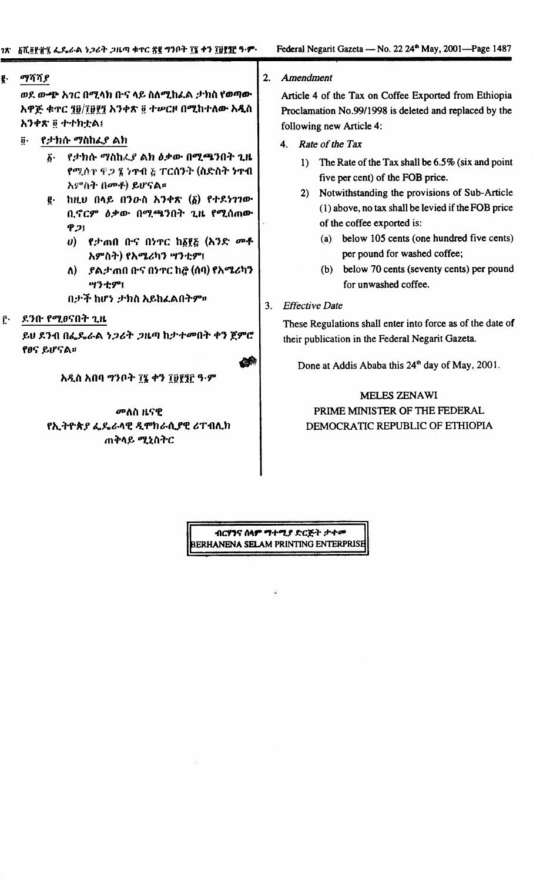፪· ማሻሻያ

ወደ ውጭ አገር በሚላክ ቡና ላይ ስለሚከፈል ታክስ የወጣው አዋጅ ቁጥር ፺፱/፲፱፻፺ አንቀጽ ፬ ተሠርዞ በሚከተለው አዲስ አንቀጽ ፬ ተተክቷል፤

፬· የታክሱ ማስከፈያ ልክ

፩· የታክሱ ማስከፈያ ልክ ዕቃው በሚጫንበት ጊዜ የሚሰጥ ዋጋ ፮ ነጥብ ፭ ፐርሰንት (ስድስት ነጥብ አምስት በመቶ) ይሆናል።

፪· ከዚህ በላይ በንዑስ አንቀጽ (፩) የተደነገገው ቢኖርም ዕቃው በሚጫንበት ጊዜ የሚሰጠው ዋጋ፤

ሀ) የታጠበ ቡና በነጥር ከ፩፻፭ (አንድ መቶ አምስት) የአሜሪካን ሣንቲም፤

ለ) ያልታጠበ ቡና በነጥር ከ፸ (ሰባ) የአሜሪካን ሣንቲም፤

በታች ከሆነ ታክስ አይከፈልበትም።

፫· ደንቡ የሚፀናበት ጊዜ

ይህ ደንብ በፌዴራል ነጋሪት ጋዜጣ ከታተመበት ቀን ጀምሮ የፀና ይሆናል።

አዲስ አበባ ግንቦት ፲፮ ቀን ፲፱፻፺፫ ዓ·ም

መለስ ዜናዊ

የኢትዮጵያ ፌዴራላዊ ዲሞክራሲያዊ ሪፐብሊክ ጠቅላይ ሚኒስትር

2. *Amendment*

Article 4 of the Tax on Coffee Exported from Ethiopia Proclamation No.99/1998 is deleted and replaced by the following new Article 4:

4. *Rate of the Tax*

   1) The Rate of the Tax shall be 6.5% (six and point five per cent) of the FOB price.

   2) Notwithstanding the provisions of Sub-Article (1) above, no tax shall be levied if the FOB price of the coffee exported is:

      (a) below 105 cents (one hundred five cents) per pound for washed coffee;

      (b) below 70 cents (seventy cents) per pound for unwashed coffee.

3. *Effective Date*

These Regulations shall enter into force as of the date of their publication in the Federal Negarit Gazeta.

Done at Addis Ababa this 24th day of May, 2001.

MELES ZENAWI

PRIME MINISTER OF THE FEDERAL DEMOCRATIC REPUBLIC OF ETHIOPIA

ብርሃንና ሰላም ማተሚያ ድርጅት ታተመ

BERHANENA SELAM PRINTING ENTERPRISE